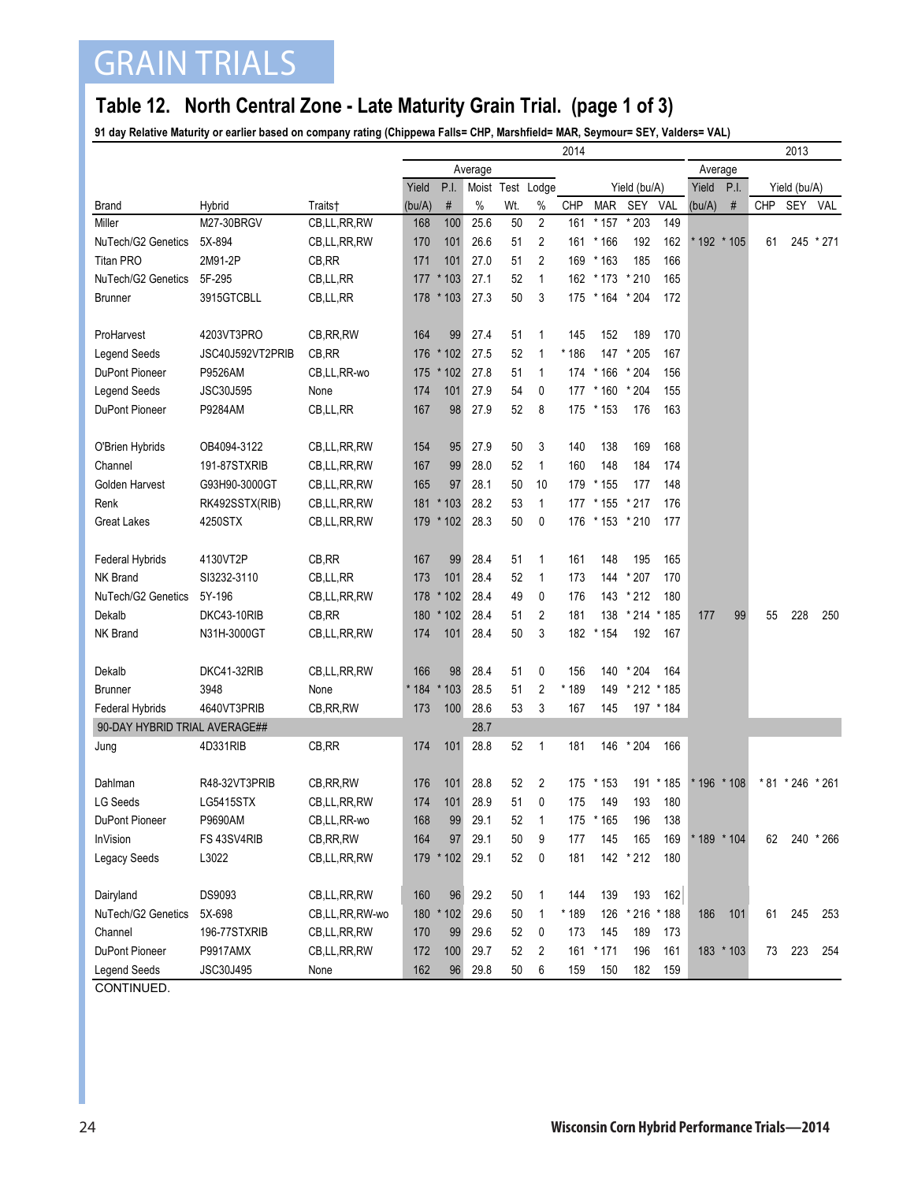# GRAIN TRIALS

## Table 12. North Central Zone - Late Maturity Grain Trial. (page 1 of 3)

**91 day Relative Maturity or earlier based on company rating (Chippewa Falls= CHP, Marshfield= MAR, Seymour= SEY, Valders= VAL)**

| | | | 2014 | | | | | | | | | 2013 | | | | |
|---|---|---|---|---|---|---|---|---|---|---|---|---|---|---|---|---|
| | | | Average | | | | | | | | | Average | | | | |
| | | | Yield | P.I. | Moist | Test | Lodge | Yield (bu/A) | | | | Yield | P.I. | Yield (bu/A) | | |
| Brand | Hybrid | Traits† | (bu/A) | # | % | Wt. | % | CHP | MAR | SEY | VAL | (bu/A) | # | CHP | SEY | VAL |
| Miller | M27-30BRGV | CB,LL,RR,RW | 168 | 100 | 25.6 | 50 | 2 | 161 | * 157 | * 203 | 149 | | | | | |
| NuTech/G2 Genetics | 5X-894 | CB,LL,RR,RW | 170 | 101 | 26.6 | 51 | 2 | 161 | * 166 | 192 | 162 | * 192 | * 105 | 61 | 245 | * 271 |
| Titan PRO | 2M91-2P | CB,RR | 171 | 101 | 27.0 | 51 | 2 | 169 | * 163 | 185 | 166 | | | | | |
| NuTech/G2 Genetics | 5F-295 | CB,LL,RR | 177 | * 103 | 27.1 | 52 | 1 | 162 | * 173 | * 210 | 165 | | | | | |
| Brunner | 3915GTCBLL | CB,LL,RR | 178 | * 103 | 27.3 | 50 | 3 | 175 | * 164 | * 204 | 172 | | | | | |
| ProHarvest | 4203VT3PRO | CB,RR,RW | 164 | 99 | 27.4 | 51 | 1 | 145 | 152 | 189 | 170 | | | | | |
| Legend Seeds | JSC40J592VT2PRIB | CB,RR | 176 | * 102 | 27.5 | 52 | 1 | * 186 | 147 | * 205 | 167 | | | | | |
| DuPont Pioneer | P9526AM | CB,LL,RR-wo | 175 | * 102 | 27.8 | 51 | 1 | 174 | * 166 | * 204 | 156 | | | | | |
| Legend Seeds | JSC30J595 | None | 174 | 101 | 27.9 | 54 | 0 | 177 | * 160 | * 204 | 155 | | | | | |
| DuPont Pioneer | P9284AM | CB,LL,RR | 167 | 98 | 27.9 | 52 | 8 | 175 | * 153 | 176 | 163 | | | | | |
| O'Brien Hybrids | OB4094-3122 | CB,LL,RR,RW | 154 | 95 | 27.9 | 50 | 3 | 140 | 138 | 169 | 168 | | | | | |
| Channel | 191-87STXRIB | CB,LL,RR,RW | 167 | 99 | 28.0 | 52 | 1 | 160 | 148 | 184 | 174 | | | | | |
| Golden Harvest | G93H90-3000GT | CB,LL,RR,RW | 165 | 97 | 28.1 | 50 | 10 | 179 | * 155 | 177 | 148 | | | | | |
| Renk | RK492SSTX(RIB) | CB,LL,RR,RW | 181 | * 103 | 28.2 | 53 | 1 | 177 | * 155 | * 217 | 176 | | | | | |
| Great Lakes | 4250STX | CB,LL,RR,RW | 179 | * 102 | 28.3 | 50 | 0 | 176 | * 153 | * 210 | 177 | | | | | |
| Federal Hybrids | 4130VT2P | CB,RR | 167 | 99 | 28.4 | 51 | 1 | 161 | 148 | 195 | 165 | | | | | |
| NK Brand | SI3232-3110 | CB,LL,RR | 173 | 101 | 28.4 | 52 | 1 | 173 | 144 | * 207 | 170 | | | | | |
| NuTech/G2 Genetics | 5Y-196 | CB,LL,RR,RW | 178 | * 102 | 28.4 | 49 | 0 | 176 | 143 | * 212 | 180 | | | | | |
| Dekalb | DKC43-10RIB | CB,RR | 180 | * 102 | 28.4 | 51 | 2 | 181 | 138 | * 214 | * 185 | 177 | 99 | 55 | 228 | 250 |
| NK Brand | N31H-3000GT | CB,LL,RR,RW | 174 | 101 | 28.4 | 50 | 3 | 182 | * 154 | 192 | 167 | | | | | |
| Dekalb | DKC41-32RIB | CB,LL,RR,RW | 166 | 98 | 28.4 | 51 | 0 | 156 | 140 | * 204 | 164 | | | | | |
| Brunner | 3948 | None | * 184 | * 103 | 28.5 | 51 | 2 | * 189 | 149 | * 212 | * 185 | | | | | |
| Federal Hybrids | 4640VT3PRIB | CB,RR,RW | 173 | 100 | 28.6 | 53 | 3 | 167 | 145 | 197 | * 184 | | | | | |
| 90-DAY HYBRID TRIAL AVERAGE## | | | | | 28.7 | | | | | | | | | | | |
| Jung | 4D331RIB | CB,RR | 174 | 101 | 28.8 | 52 | 1 | 181 | 146 | * 204 | 166 | | | | | |
| Dahlman | R48-32VT3PRIB | CB,RR,RW | 176 | 101 | 28.8 | 52 | 2 | 175 | * 153 | 191 | * 185 | * 196 | * 108 | * 81 | * 246 | * 261 |
| LG Seeds | LG5415STX | CB,LL,RR,RW | 174 | 101 | 28.9 | 51 | 0 | 175 | 149 | 193 | 180 | | | | | |
| DuPont Pioneer | P9690AM | CB,LL,RR-wo | 168 | 99 | 29.1 | 52 | 1 | 175 | * 165 | 196 | 138 | | | | | |
| InVision | FS 43SV4RIB | CB,RR,RW | 164 | 97 | 29.1 | 50 | 9 | 177 | 145 | 165 | 169 | * 189 | * 104 | 62 | 240 | * 266 |
| Legacy Seeds | L3022 | CB,LL,RR,RW | 179 | * 102 | 29.1 | 52 | 0 | 181 | 142 | * 212 | 180 | | | | | |
| Dairyland | DS9093 | CB,LL,RR,RW | 160 | 96 | 29.2 | 50 | 1 | 144 | 139 | 193 | 162 | | | | | |
| NuTech/G2 Genetics | 5X-698 | CB,LL,RR,RW-wo | 180 | * 102 | 29.6 | 50 | 1 | * 189 | 126 | * 216 | * 188 | 186 | 101 | 61 | 245 | 253 |
| Channel | 196-77STXRIB | CB,LL,RR,RW | 170 | 99 | 29.6 | 52 | 0 | 173 | 145 | 189 | 173 | | | | | |
| DuPont Pioneer | P9917AMX | CB,LL,RR,RW | 172 | 100 | 29.7 | 52 | 2 | 161 | * 171 | 196 | 161 | 183 | * 103 | 73 | 223 | 254 |
| Legend Seeds | JSC30J495 | None | 162 | 96 | 29.8 | 50 | 6 | 159 | 150 | 182 | 159 | | | | | |

CONTINUED.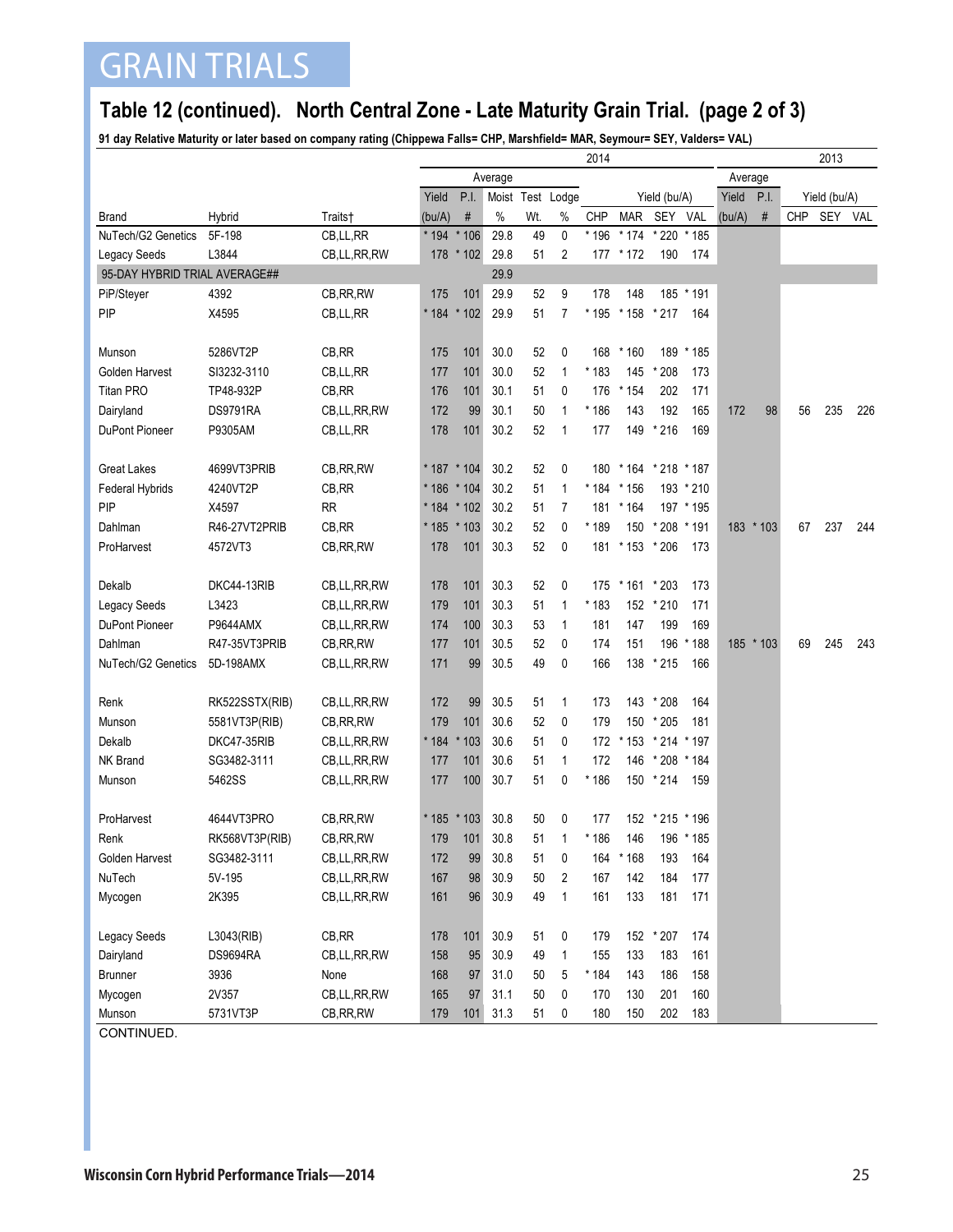# GRAIN TRIALS

## Table 12 (continued). North Central Zone - Late Maturity Grain Trial. (page 2 of 3)

**91 day Relative Maturity or later based on company rating (Chippewa Falls= CHP, Marshfield= MAR, Seymour= SEY, Valders= VAL)**

| | | | 2014 | | | | | | | | | 2013 | | | | |
|---|---|---|---|---|---|---|---|---|---|---|---|---|---|---|---|---|
| | | | Average | | | | | | | | | Average | | | | |
| | | | Yield | P.I. | Moist | Test | Lodge | Yield (bu/A) | | | | Yield | P.I. | Yield (bu/A) | | |
| Brand | Hybrid | Traits† | (bu/A) | # | % | Wt. | % | CHP | MAR | SEY | VAL | (bu/A) | # | CHP | SEY | VAL |
| NuTech/G2 Genetics | 5F-198 | CB,LL,RR | * 194 | * 106 | 29.8 | 49 | 0 | * 196 | * 174 | * 220 | * 185 | | | | | |
| Legacy Seeds | L3844 | CB,LL,RR,RW | 178 | * 102 | 29.8 | 51 | 2 | 177 | * 172 | 190 | 174 | | | | | |
| 95-DAY HYBRID TRIAL AVERAGE## | | | | | 29.9 | | | | | | | | | | | |
| PiP/Steyer | 4392 | CB,RR,RW | 175 | 101 | 29.9 | 52 | 9 | 178 | 148 | 185 | * 191 | | | | | |
| PIP | X4595 | CB,LL,RR | * 184 | * 102 | 29.9 | 51 | 7 | * 195 | * 158 | * 217 | 164 | | | | | |
| Munson | 5286VT2P | CB,RR | 175 | 101 | 30.0 | 52 | 0 | 168 | * 160 | 189 | * 185 | | | | | |
| Golden Harvest | SI3232-3110 | CB,LL,RR | 177 | 101 | 30.0 | 52 | 1 | * 183 | 145 | * 208 | 173 | | | | | |
| Titan PRO | TP48-932P | CB,RR | 176 | 101 | 30.1 | 51 | 0 | 176 | * 154 | 202 | 171 | | | | | |
| Dairyland | DS9791RA | CB,LL,RR,RW | 172 | 99 | 30.1 | 50 | 1 | * 186 | 143 | 192 | 165 | 172 | 98 | 56 | 235 | 226 |
| DuPont Pioneer | P9305AM | CB,LL,RR | 178 | 101 | 30.2 | 52 | 1 | 177 | 149 | * 216 | 169 | | | | | |
| Great Lakes | 4699VT3PRIB | CB,RR,RW | * 187 | * 104 | 30.2 | 52 | 0 | 180 | * 164 | * 218 | * 187 | | | | | |
| Federal Hybrids | 4240VT2P | CB,RR | * 186 | * 104 | 30.2 | 51 | 1 | * 184 | * 156 | 193 | * 210 | | | | | |
| PIP | X4597 | RR | * 184 | * 102 | 30.2 | 51 | 7 | 181 | * 164 | 197 | * 195 | | | | | |
| Dahlman | R46-27VT2PRIB | CB,RR | * 185 | * 103 | 30.2 | 52 | 0 | * 189 | 150 | * 208 | * 191 | 183 | * 103 | 67 | 237 | 244 |
| ProHarvest | 4572VT3 | CB,RR,RW | 178 | 101 | 30.3 | 52 | 0 | 181 | * 153 | * 206 | 173 | | | | | |
| Dekalb | DKC44-13RIB | CB,LL,RR,RW | 178 | 101 | 30.3 | 52 | 0 | 175 | * 161 | * 203 | 173 | | | | | |
| Legacy Seeds | L3423 | CB,LL,RR,RW | 179 | 101 | 30.3 | 51 | 1 | * 183 | 152 | * 210 | 171 | | | | | |
| DuPont Pioneer | P9644AMX | CB,LL,RR,RW | 174 | 100 | 30.3 | 53 | 1 | 181 | 147 | 199 | 169 | | | | | |
| Dahlman | R47-35VT3PRIB | CB,RR,RW | 177 | 101 | 30.5 | 52 | 0 | 174 | 151 | 196 | * 188 | 185 | * 103 | 69 | 245 | 243 |
| NuTech/G2 Genetics | 5D-198AMX | CB,LL,RR,RW | 171 | 99 | 30.5 | 49 | 0 | 166 | 138 | * 215 | 166 | | | | | |
| Renk | RK522SSTX(RIB) | CB,LL,RR,RW | 172 | 99 | 30.5 | 51 | 1 | 173 | 143 | * 208 | 164 | | | | | |
| Munson | 5581VT3P(RIB) | CB,RR,RW | 179 | 101 | 30.6 | 52 | 0 | 179 | 150 | * 205 | 181 | | | | | |
| Dekalb | DKC47-35RIB | CB,LL,RR,RW | * 184 | * 103 | 30.6 | 51 | 0 | 172 | * 153 | * 214 | * 197 | | | | | |
| NK Brand | SG3482-3111 | CB,LL,RR,RW | 177 | 101 | 30.6 | 51 | 1 | 172 | 146 | * 208 | * 184 | | | | | |
| Munson | 5462SS | CB,LL,RR,RW | 177 | 100 | 30.7 | 51 | 0 | * 186 | 150 | * 214 | 159 | | | | | |
| ProHarvest | 4644VT3PRO | CB,RR,RW | * 185 | * 103 | 30.8 | 50 | 0 | 177 | 152 | * 215 | * 196 | | | | | |
| Renk | RK568VT3P(RIB) | CB,RR,RW | 179 | 101 | 30.8 | 51 | 1 | * 186 | 146 | 196 | * 185 | | | | | |
| Golden Harvest | SG3482-3111 | CB,LL,RR,RW | 172 | 99 | 30.8 | 51 | 0 | 164 | * 168 | 193 | 164 | | | | | |
| NuTech | 5V-195 | CB,LL,RR,RW | 167 | 98 | 30.9 | 50 | 2 | 167 | 142 | 184 | 177 | | | | | |
| Mycogen | 2K395 | CB,LL,RR,RW | 161 | 96 | 30.9 | 49 | 1 | 161 | 133 | 181 | 171 | | | | | |
| Legacy Seeds | L3043(RIB) | CB,RR | 178 | 101 | 30.9 | 51 | 0 | 179 | 152 | * 207 | 174 | | | | | |
| Dairyland | DS9694RA | CB,LL,RR,RW | 158 | 95 | 30.9 | 49 | 1 | 155 | 133 | 183 | 161 | | | | | |
| Brunner | 3936 | None | 168 | 97 | 31.0 | 50 | 5 | * 184 | 143 | 186 | 158 | | | | | |
| Mycogen | 2V357 | CB,LL,RR,RW | 165 | 97 | 31.1 | 50 | 0 | 170 | 130 | 201 | 160 | | | | | |
| Munson | 5731VT3P | CB,RR,RW | 179 | 101 | 31.3 | 51 | 0 | 180 | 150 | 202 | 183 | | | | | |

CONTINUED.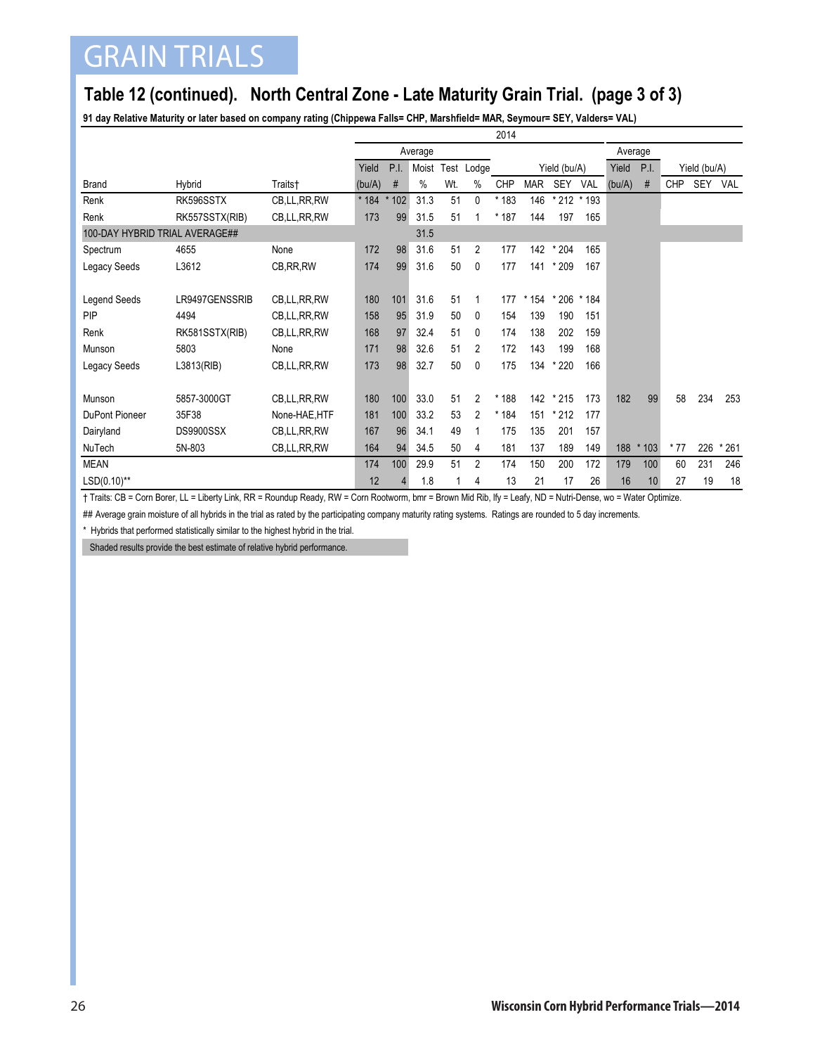# GRAIN TRIALS

## Table 12 (continued). North Central Zone - Late Maturity Grain Trial. (page 3 of 3)

**91 day Relative Maturity or later based on company rating (Chippewa Falls= CHP, Marshfield= MAR, Seymour= SEY, Valders= VAL)**

| | | | 2014 | | | | | | | | | | | | | |
|---|---|---|---|---|---|---|---|---|---|---|---|---|---|---|---|---|
| | | | Average | | | | | | | | | Average | | | | |
| | | | Yield | P.I. | Moist | Test | Lodge | Yield (bu/A) | | | | Yield | P.I. | Yield (bu/A) | | |
| Brand | Hybrid | Traits† | (bu/A) | # | % | Wt. | % | CHP | MAR | SEY | VAL | (bu/A) | # | CHP | SEY | VAL |
| Renk | RK596SSTX | CB,LL,RR,RW | * 184 | * 102 | 31.3 | 51 | 0 | * 183 | 146 | * 212 | * 193 | | | | | |
| Renk | RK557SSTX(RIB) | CB,LL,RR,RW | 173 | 99 | 31.5 | 51 | 1 | * 187 | 144 | 197 | 165 | | | | | |
| 100-DAY HYBRID TRIAL AVERAGE## | | | | | 31.5 | | | | | | | | | | | |
| Spectrum | 4655 | None | 172 | 98 | 31.6 | 51 | 2 | 177 | 142 | * 204 | 165 | | | | | |
| Legacy Seeds | L3612 | CB,RR,RW | 174 | 99 | 31.6 | 50 | 0 | 177 | 141 | * 209 | 167 | | | | | |
| Legend Seeds | LR9497GENSSRIB | CB,LL,RR,RW | 180 | 101 | 31.6 | 51 | 1 | 177 | * 154 | * 206 | * 184 | | | | | |
| PIP | 4494 | CB,LL,RR,RW | 158 | 95 | 31.9 | 50 | 0 | 154 | 139 | 190 | 151 | | | | | |
| Renk | RK581SSTX(RIB) | CB,LL,RR,RW | 168 | 97 | 32.4 | 51 | 0 | 174 | 138 | 202 | 159 | | | | | |
| Munson | 5803 | None | 171 | 98 | 32.6 | 51 | 2 | 172 | 143 | 199 | 168 | | | | | |
| Legacy Seeds | L3813(RIB) | CB,LL,RR,RW | 173 | 98 | 32.7 | 50 | 0 | 175 | 134 | * 220 | 166 | | | | | |
| Munson | 5857-3000GT | CB,LL,RR,RW | 180 | 100 | 33.0 | 51 | 2 | * 188 | 142 | * 215 | 173 | 182 | 99 | 58 | 234 | 253 |
| DuPont Pioneer | 35F38 | None-HAE,HTF | 181 | 100 | 33.2 | 53 | 2 | * 184 | 151 | * 212 | 177 | | | | | |
| Dairyland | DS9900SSX | CB,LL,RR,RW | 167 | 96 | 34.1 | 49 | 1 | 175 | 135 | 201 | 157 | | | | | |
| NuTech | 5N-803 | CB,LL,RR,RW | 164 | 94 | 34.5 | 50 | 4 | 181 | 137 | 189 | 149 | 188 | * 103 | * 77 | 226 | * 261 |
| MEAN | | | 174 | 100 | 29.9 | 51 | 2 | 174 | 150 | 200 | 172 | 179 | 100 | 60 | 231 | 246 |
| LSD(0.10)** | | | 12 | 4 | 1.8 | 1 | 4 | 13 | 21 | 17 | 26 | 16 | 10 | 27 | 19 | 18 |

† Traits: CB = Corn Borer, LL = Liberty Link, RR = Roundup Ready, RW = Corn Rootworm, bmr = Brown Mid Rib, lfy = Leafy, ND = Nutri-Dense, wo = Water Optimize.

## Average grain moisture of all hybrids in the trial as rated by the participating company maturity rating systems. Ratings are rounded to 5 day increments.

\* Hybrids that performed statistically similar to the highest hybrid in the trial.

Shaded results provide the best estimate of relative hybrid performance.